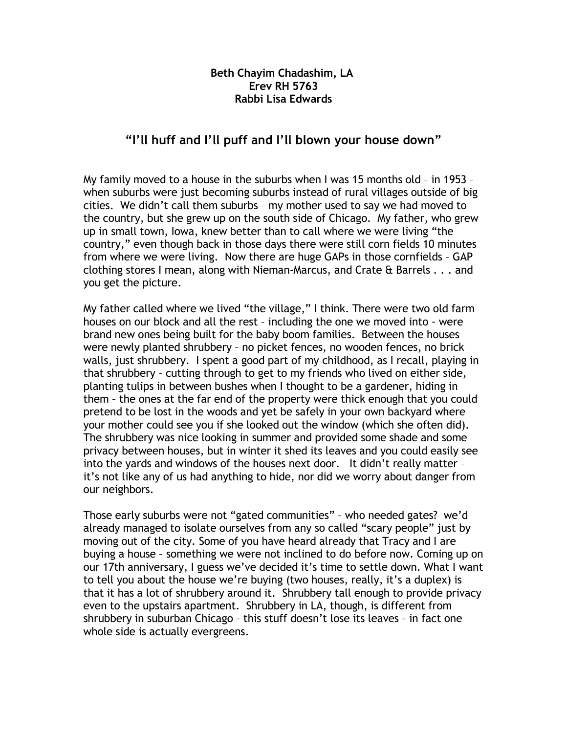**Beth Chayim Chadashim, LA**
**Erev RH 5763**
**Rabbi Lisa Edwards**

## "I'll huff and I'll puff and I'll blown your house down"

My family moved to a house in the suburbs when I was 15 months old – in 1953 – when suburbs were just becoming suburbs instead of rural villages outside of big cities. We didn't call them suburbs – my mother used to say we had moved to the country, but she grew up on the south side of Chicago. My father, who grew up in small town, Iowa, knew better than to call where we were living "the country," even though back in those days there were still corn fields 10 minutes from where we were living. Now there are huge GAPs in those cornfields – GAP clothing stores I mean, along with Nieman-Marcus, and Crate & Barrels . . . and you get the picture.

My father called where we lived "the village," I think. There were two old farm houses on our block and all the rest – including the one we moved into - were brand new ones being built for the baby boom families. Between the houses were newly planted shrubbery – no picket fences, no wooden fences, no brick walls, just shrubbery. I spent a good part of my childhood, as I recall, playing in that shrubbery – cutting through to get to my friends who lived on either side, planting tulips in between bushes when I thought to be a gardener, hiding in them – the ones at the far end of the property were thick enough that you could pretend to be lost in the woods and yet be safely in your own backyard where your mother could see you if she looked out the window (which she often did). The shrubbery was nice looking in summer and provided some shade and some privacy between houses, but in winter it shed its leaves and you could easily see into the yards and windows of the houses next door. It didn't really matter – it's not like any of us had anything to hide, nor did we worry about danger from our neighbors.

Those early suburbs were not "gated communities" – who needed gates? we'd already managed to isolate ourselves from any so called "scary people" just by moving out of the city. Some of you have heard already that Tracy and I are buying a house – something we were not inclined to do before now. Coming up on our 17th anniversary, I guess we've decided it's time to settle down. What I want to tell you about the house we're buying (two houses, really, it's a duplex) is that it has a lot of shrubbery around it. Shrubbery tall enough to provide privacy even to the upstairs apartment. Shrubbery in LA, though, is different from shrubbery in suburban Chicago – this stuff doesn't lose its leaves – in fact one whole side is actually evergreens.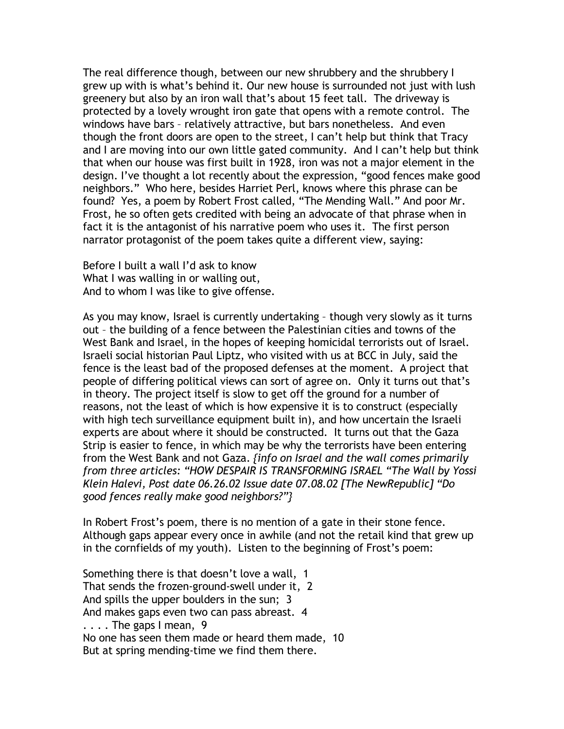The real difference though, between our new shrubbery and the shrubbery I grew up with is what's behind it. Our new house is surrounded not just with lush greenery but also by an iron wall that's about 15 feet tall. The driveway is protected by a lovely wrought iron gate that opens with a remote control. The windows have bars – relatively attractive, but bars nonetheless. And even though the front doors are open to the street, I can't help but think that Tracy and I are moving into our own little gated community. And I can't help but think that when our house was first built in 1928, iron was not a major element in the design. I've thought a lot recently about the expression, "good fences make good neighbors." Who here, besides Harriet Perl, knows where this phrase can be found? Yes, a poem by Robert Frost called, "The Mending Wall." And poor Mr. Frost, he so often gets credited with being an advocate of that phrase when in fact it is the antagonist of his narrative poem who uses it. The first person narrator protagonist of the poem takes quite a different view, saying:

Before I built a wall I'd ask to know  
What I was walling in or walling out,  
And to whom I was like to give offense.

As you may know, Israel is currently undertaking – though very slowly as it turns out – the building of a fence between the Palestinian cities and towns of the West Bank and Israel, in the hopes of keeping homicidal terrorists out of Israel. Israeli social historian Paul Liptz, who visited with us at BCC in July, said the fence is the least bad of the proposed defenses at the moment. A project that people of differing political views can sort of agree on. Only it turns out that's in theory. The project itself is slow to get off the ground for a number of reasons, not the least of which is how expensive it is to construct (especially with high tech surveillance equipment built in), and how uncertain the Israeli experts are about where it should be constructed. It turns out that the Gaza Strip is easier to fence, in which may be why the terrorists have been entering from the West Bank and not Gaza. *{info on Israel and the wall comes primarily from three articles: "HOW DESPAIR IS TRANSFORMING ISRAEL "The Wall by Yossi Klein Halevi, Post date 06.26.02 Issue date 07.08.02 [The NewRepublic] "Do good fences really make good neighbors?"}*

In Robert Frost's poem, there is no mention of a gate in their stone fence. Although gaps appear every once in awhile (and not the retail kind that grew up in the cornfields of my youth). Listen to the beginning of Frost's poem:

Something there is that doesn't love a wall, 1  
That sends the frozen-ground-swell under it, 2  
And spills the upper boulders in the sun; 3  
And makes gaps even two can pass abreast. 4  
. . . . The gaps I mean, 9  
No one has seen them made or heard them made, 10  
But at spring mending-time we find them there.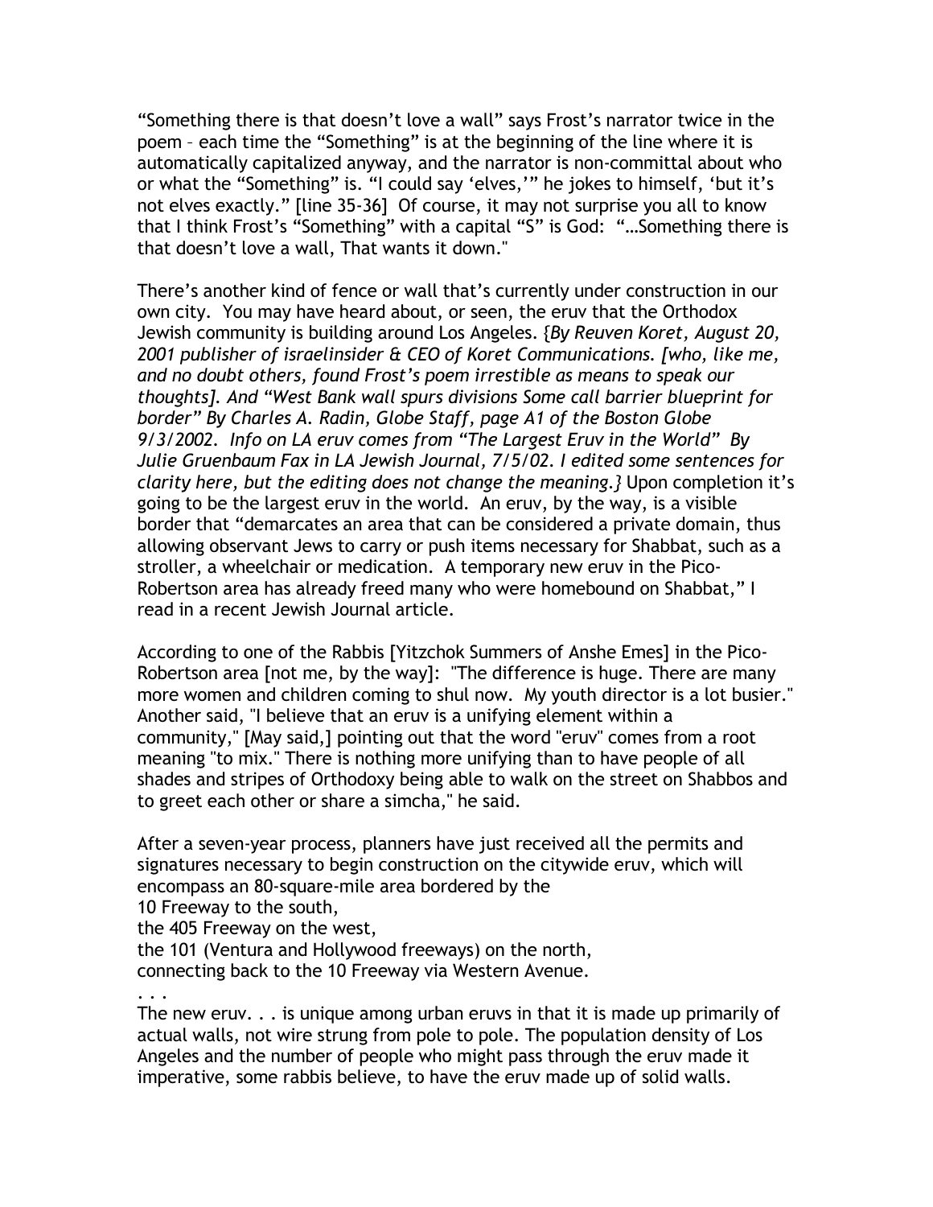"Something there is that doesn't love a wall" says Frost's narrator twice in the poem – each time the "Something" is at the beginning of the line where it is automatically capitalized anyway, and the narrator is non-committal about who or what the "Something" is. "I could say 'elves,'" he jokes to himself, 'but it's not elves exactly." [line 35-36] Of course, it may not surprise you all to know that I think Frost's "Something" with a capital "S" is God: "…Something there is that doesn't love a wall, That wants it down."

There's another kind of fence or wall that's currently under construction in our own city. You may have heard about, or seen, the eruv that the Orthodox Jewish community is building around Los Angeles. {*By Reuven Koret, August 20, 2001 publisher of israelinsider & CEO of Koret Communications. [who, like me, and no doubt others, found Frost's poem irrestible as means to speak our thoughts]. And "West Bank wall spurs divisions Some call barrier blueprint for border" By Charles A. Radin, Globe Staff, page A1 of the Boston Globe 9/3/2002. Info on LA eruv comes from "The Largest Eruv in the World" By Julie Gruenbaum Fax in LA Jewish Journal, 7/5/02. I edited some sentences for clarity here, but the editing does not change the meaning.*} Upon completion it's going to be the largest eruv in the world. An eruv, by the way, is a visible border that "demarcates an area that can be considered a private domain, thus allowing observant Jews to carry or push items necessary for Shabbat, such as a stroller, a wheelchair or medication. A temporary new eruv in the Pico-Robertson area has already freed many who were homebound on Shabbat," I read in a recent Jewish Journal article.

According to one of the Rabbis [Yitzchok Summers of Anshe Emes] in the Pico-Robertson area [not me, by the way]: "The difference is huge. There are many more women and children coming to shul now. My youth director is a lot busier." Another said, "I believe that an eruv is a unifying element within a community," [May said,] pointing out that the word "eruv" comes from a root meaning "to mix." There is nothing more unifying than to have people of all shades and stripes of Orthodoxy being able to walk on the street on Shabbos and to greet each other or share a simcha," he said.

After a seven-year process, planners have just received all the permits and signatures necessary to begin construction on the citywide eruv, which will encompass an 80-square-mile area bordered by the
10 Freeway to the south,
the 405 Freeway on the west,
the 101 (Ventura and Hollywood freeways) on the north,
connecting back to the 10 Freeway via Western Avenue.
. . .
The new eruv. . . is unique among urban eruvs in that it is made up primarily of actual walls, not wire strung from pole to pole. The population density of Los Angeles and the number of people who might pass through the eruv made it imperative, some rabbis believe, to have the eruv made up of solid walls.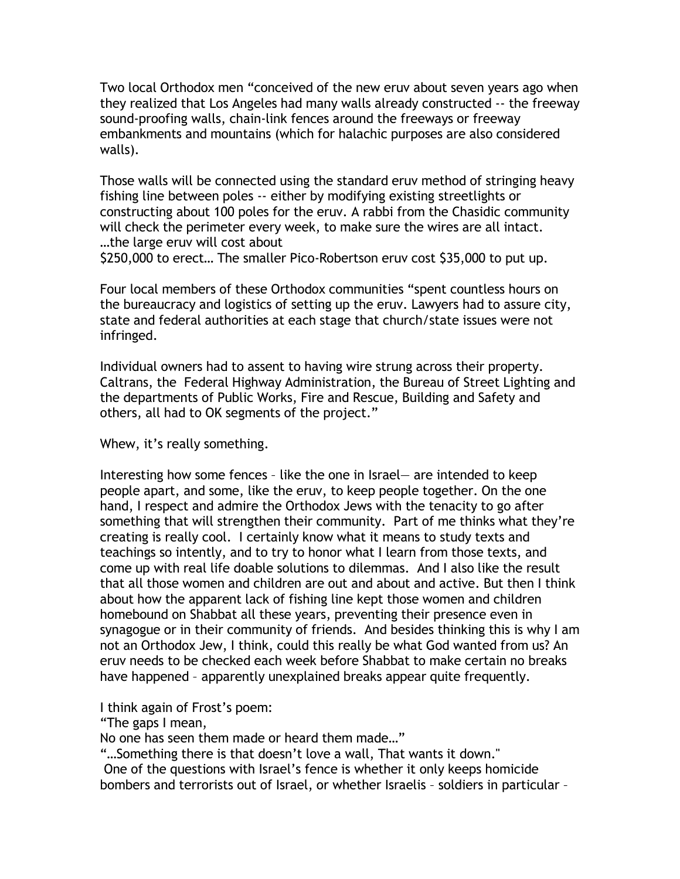Two local Orthodox men “conceived of the new eruv about seven years ago when they realized that Los Angeles had many walls already constructed -- the freeway sound-proofing walls, chain-link fences around the freeways or freeway embankments and mountains (which for halachic purposes are also considered walls).

Those walls will be connected using the standard eruv method of stringing heavy fishing line between poles -- either by modifying existing streetlights or constructing about 100 poles for the eruv. A rabbi from the Chasidic community will check the perimeter every week, to make sure the wires are all intact. …the large eruv will cost about $250,000 to erect… The smaller Pico-Robertson eruv cost $35,000 to put up.

Four local members of these Orthodox communities “spent countless hours on the bureaucracy and logistics of setting up the eruv. Lawyers had to assure city, state and federal authorities at each stage that church/state issues were not infringed.

Individual owners had to assent to having wire strung across their property. Caltrans, the Federal Highway Administration, the Bureau of Street Lighting and the departments of Public Works, Fire and Rescue, Building and Safety and others, all had to OK segments of the project.”

Whew, it’s really something.

Interesting how some fences – like the one in Israel— are intended to keep people apart, and some, like the eruv, to keep people together. On the one hand, I respect and admire the Orthodox Jews with the tenacity to go after something that will strengthen their community. Part of me thinks what they’re creating is really cool. I certainly know what it means to study texts and teachings so intently, and to try to honor what I learn from those texts, and come up with real life doable solutions to dilemmas. And I also like the result that all those women and children are out and about and active. But then I think about how the apparent lack of fishing line kept those women and children homebound on Shabbat all these years, preventing their presence even in synagogue or in their community of friends. And besides thinking this is why I am not an Orthodox Jew, I think, could this really be what God wanted from us? An eruv needs to be checked each week before Shabbat to make certain no breaks have happened – apparently unexplained breaks appear quite frequently.

I think again of Frost’s poem:
“The gaps I mean,
No one has seen them made or heard them made…”
“…Something there is that doesn’t love a wall, That wants it down."
One of the questions with Israel’s fence is whether it only keeps homicide bombers and terrorists out of Israel, or whether Israelis – soldiers in particular –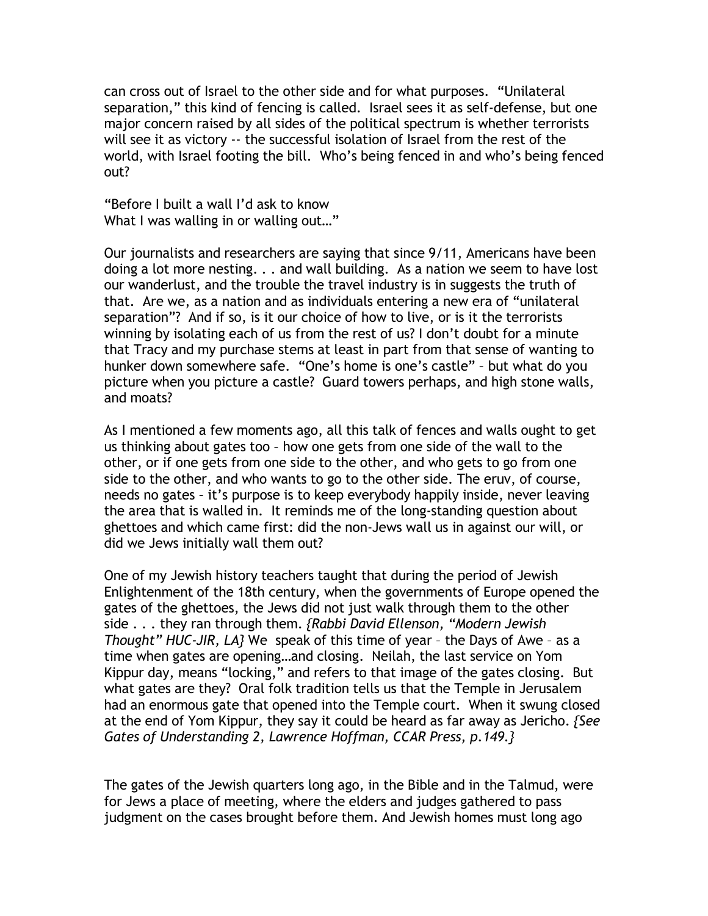can cross out of Israel to the other side and for what purposes. "Unilateral separation," this kind of fencing is called. Israel sees it as self-defense, but one major concern raised by all sides of the political spectrum is whether terrorists will see it as victory -- the successful isolation of Israel from the rest of the world, with Israel footing the bill. Who's being fenced in and who's being fenced out?

"Before I built a wall I'd ask to know
What I was walling in or walling out…"

Our journalists and researchers are saying that since 9/11, Americans have been doing a lot more nesting. . . and wall building. As a nation we seem to have lost our wanderlust, and the trouble the travel industry is in suggests the truth of that. Are we, as a nation and as individuals entering a new era of "unilateral separation"? And if so, is it our choice of how to live, or is it the terrorists winning by isolating each of us from the rest of us? I don't doubt for a minute that Tracy and my purchase stems at least in part from that sense of wanting to hunker down somewhere safe. "One's home is one's castle" – but what do you picture when you picture a castle? Guard towers perhaps, and high stone walls, and moats?

As I mentioned a few moments ago, all this talk of fences and walls ought to get us thinking about gates too – how one gets from one side of the wall to the other, or if one gets from one side to the other, and who gets to go from one side to the other, and who wants to go to the other side. The eruv, of course, needs no gates – it's purpose is to keep everybody happily inside, never leaving the area that is walled in. It reminds me of the long-standing question about ghettoes and which came first: did the non-Jews wall us in against our will, or did we Jews initially wall them out?

One of my Jewish history teachers taught that during the period of Jewish Enlightenment of the 18th century, when the governments of Europe opened the gates of the ghettoes, the Jews did not just walk through them to the other side . . . they ran through them. *{Rabbi David Ellenson, "Modern Jewish Thought" HUC-JIR, LA}* We speak of this time of year – the Days of Awe – as a time when gates are opening…and closing. Neilah, the last service on Yom Kippur day, means "locking," and refers to that image of the gates closing. But what gates are they? Oral folk tradition tells us that the Temple in Jerusalem had an enormous gate that opened into the Temple court. When it swung closed at the end of Yom Kippur, they say it could be heard as far away as Jericho. *{See Gates of Understanding 2, Lawrence Hoffman, CCAR Press, p.149.}*

The gates of the Jewish quarters long ago, in the Bible and in the Talmud, were for Jews a place of meeting, where the elders and judges gathered to pass judgment on the cases brought before them. And Jewish homes must long ago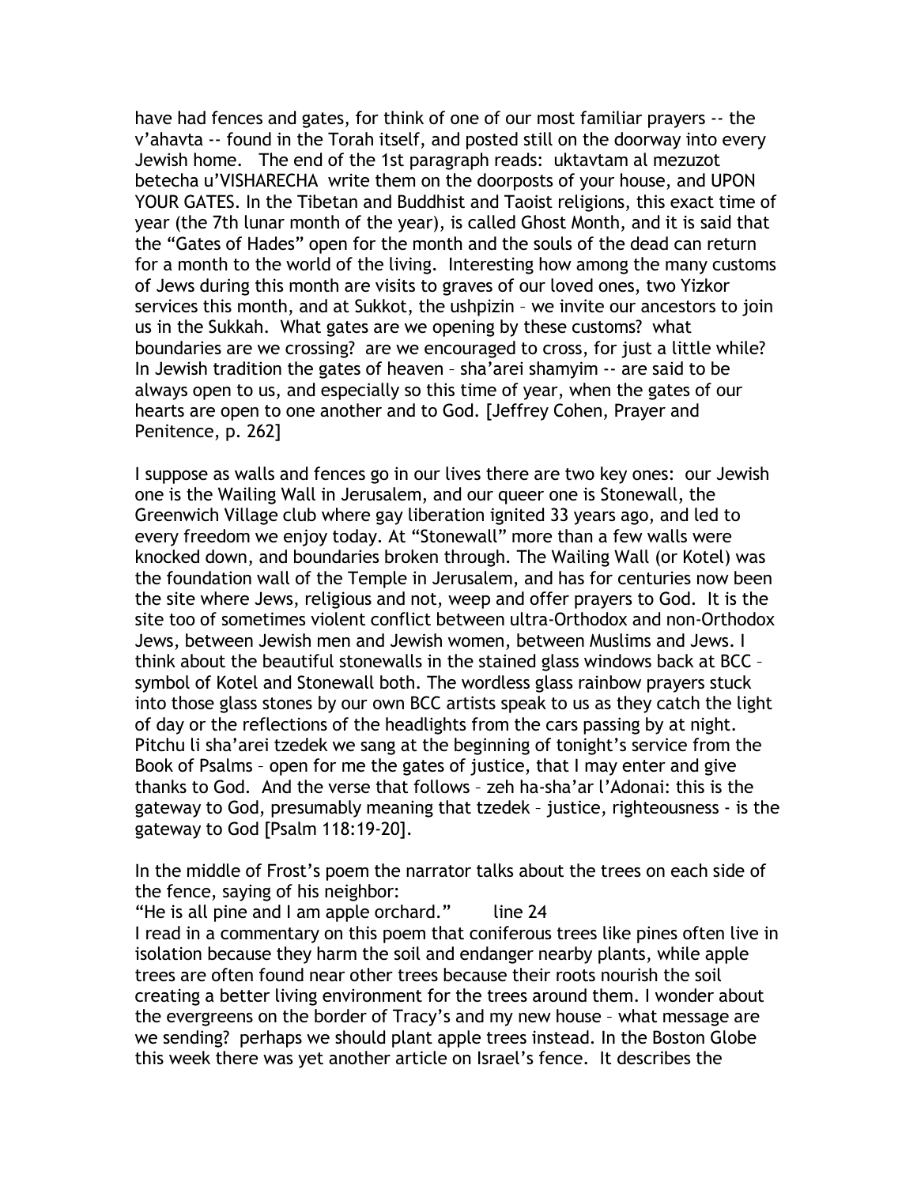have had fences and gates, for think of one of our most familiar prayers -- the v'ahavta -- found in the Torah itself, and posted still on the doorway into every Jewish home. The end of the 1st paragraph reads: uktavtam al mezuzot betecha u'VISHARECHA write them on the doorposts of your house, and UPON YOUR GATES. In the Tibetan and Buddhist and Taoist religions, this exact time of year (the 7th lunar month of the year), is called Ghost Month, and it is said that the "Gates of Hades" open for the month and the souls of the dead can return for a month to the world of the living. Interesting how among the many customs of Jews during this month are visits to graves of our loved ones, two Yizkor services this month, and at Sukkot, the ushpizin – we invite our ancestors to join us in the Sukkah. What gates are we opening by these customs? what boundaries are we crossing? are we encouraged to cross, for just a little while? In Jewish tradition the gates of heaven – sha'arei shamyim -- are said to be always open to us, and especially so this time of year, when the gates of our hearts are open to one another and to God. [Jeffrey Cohen, Prayer and Penitence, p. 262]

I suppose as walls and fences go in our lives there are two key ones: our Jewish one is the Wailing Wall in Jerusalem, and our queer one is Stonewall, the Greenwich Village club where gay liberation ignited 33 years ago, and led to every freedom we enjoy today. At "Stonewall" more than a few walls were knocked down, and boundaries broken through. The Wailing Wall (or Kotel) was the foundation wall of the Temple in Jerusalem, and has for centuries now been the site where Jews, religious and not, weep and offer prayers to God. It is the site too of sometimes violent conflict between ultra-Orthodox and non-Orthodox Jews, between Jewish men and Jewish women, between Muslims and Jews. I think about the beautiful stonewalls in the stained glass windows back at BCC – symbol of Kotel and Stonewall both. The wordless glass rainbow prayers stuck into those glass stones by our own BCC artists speak to us as they catch the light of day or the reflections of the headlights from the cars passing by at night. Pitchu li sha'arei tzedek we sang at the beginning of tonight's service from the Book of Psalms – open for me the gates of justice, that I may enter and give thanks to God. And the verse that follows – zeh ha-sha'ar l'Adonai: this is the gateway to God, presumably meaning that tzedek – justice, righteousness - is the gateway to God [Psalm 118:19-20].

In the middle of Frost's poem the narrator talks about the trees on each side of the fence, saying of his neighbor:
"He is all pine and I am apple orchard."    line 24
I read in a commentary on this poem that coniferous trees like pines often live in isolation because they harm the soil and endanger nearby plants, while apple trees are often found near other trees because their roots nourish the soil creating a better living environment for the trees around them. I wonder about the evergreens on the border of Tracy's and my new house – what message are we sending? perhaps we should plant apple trees instead. In the Boston Globe this week there was yet another article on Israel's fence. It describes the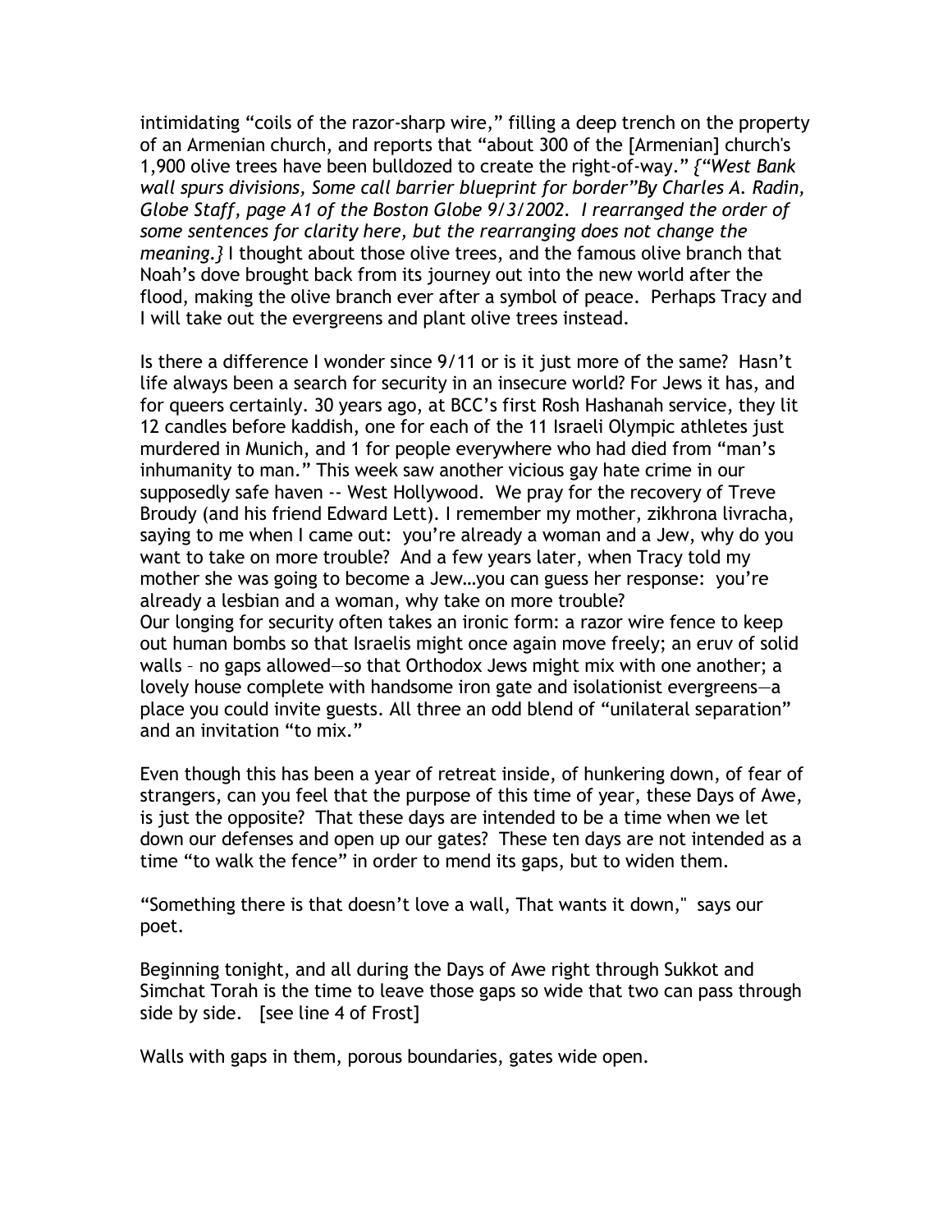intimidating "coils of the razor-sharp wire," filling a deep trench on the property of an Armenian church, and reports that "about 300 of the [Armenian] church's 1,900 olive trees have been bulldozed to create the right-of-way." *{"West Bank wall spurs divisions, Some call barrier blueprint for border"By Charles A. Radin, Globe Staff, page A1 of the Boston Globe 9/3/2002. I rearranged the order of some sentences for clarity here, but the rearranging does not change the meaning.}* I thought about those olive trees, and the famous olive branch that Noah's dove brought back from its journey out into the new world after the flood, making the olive branch ever after a symbol of peace. Perhaps Tracy and I will take out the evergreens and plant olive trees instead.

Is there a difference I wonder since 9/11 or is it just more of the same? Hasn't life always been a search for security in an insecure world? For Jews it has, and for queers certainly. 30 years ago, at BCC's first Rosh Hashanah service, they lit 12 candles before kaddish, one for each of the 11 Israeli Olympic athletes just murdered in Munich, and 1 for people everywhere who had died from "man's inhumanity to man." This week saw another vicious gay hate crime in our supposedly safe haven -- West Hollywood. We pray for the recovery of Treve Broudy (and his friend Edward Lett). I remember my mother, zikhrona livracha, saying to me when I came out: you're already a woman and a Jew, why do you want to take on more trouble? And a few years later, when Tracy told my mother she was going to become a Jew…you can guess her response: you're already a lesbian and a woman, why take on more trouble?
Our longing for security often takes an ironic form: a razor wire fence to keep out human bombs so that Israelis might once again move freely; an eruv of solid walls – no gaps allowed—so that Orthodox Jews might mix with one another; a lovely house complete with handsome iron gate and isolationist evergreens—a place you could invite guests. All three an odd blend of "unilateral separation" and an invitation "to mix."

Even though this has been a year of retreat inside, of hunkering down, of fear of strangers, can you feel that the purpose of this time of year, these Days of Awe, is just the opposite? That these days are intended to be a time when we let down our defenses and open up our gates? These ten days are not intended as a time "to walk the fence" in order to mend its gaps, but to widen them.

"Something there is that doesn't love a wall, That wants it down," says our poet.

Beginning tonight, and all during the Days of Awe right through Sukkot and Simchat Torah is the time to leave those gaps so wide that two can pass through side by side. [see line 4 of Frost]

Walls with gaps in them, porous boundaries, gates wide open.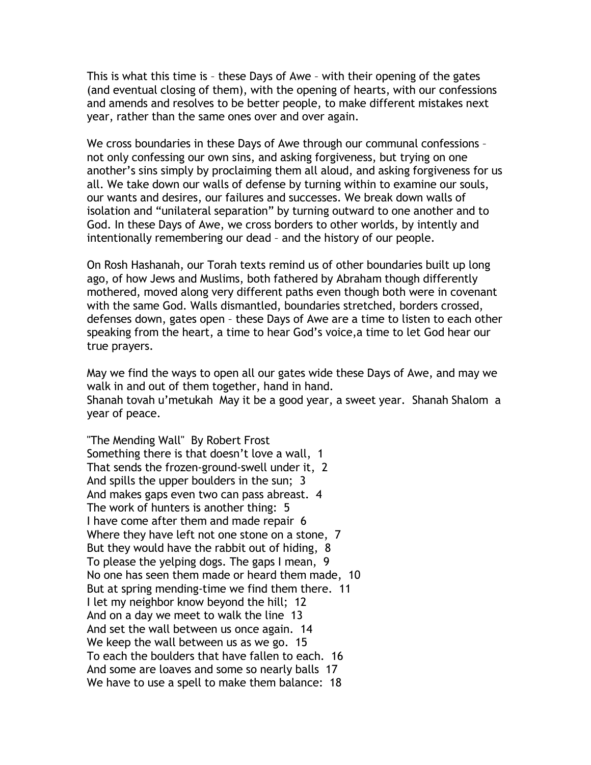This is what this time is – these Days of Awe – with their opening of the gates (and eventual closing of them), with the opening of hearts, with our confessions and amends and resolves to be better people, to make different mistakes next year, rather than the same ones over and over again.

We cross boundaries in these Days of Awe through our communal confessions – not only confessing our own sins, and asking forgiveness, but trying on one another's sins simply by proclaiming them all aloud, and asking forgiveness for us all. We take down our walls of defense by turning within to examine our souls, our wants and desires, our failures and successes. We break down walls of isolation and "unilateral separation" by turning outward to one another and to God. In these Days of Awe, we cross borders to other worlds, by intently and intentionally remembering our dead – and the history of our people.

On Rosh Hashanah, our Torah texts remind us of other boundaries built up long ago, of how Jews and Muslims, both fathered by Abraham though differently mothered, moved along very different paths even though both were in covenant with the same God. Walls dismantled, boundaries stretched, borders crossed, defenses down, gates open – these Days of Awe are a time to listen to each other speaking from the heart, a time to hear God's voice,a time to let God hear our true prayers.

May we find the ways to open all our gates wide these Days of Awe, and may we walk in and out of them together, hand in hand.
Shanah tovah u'metukah  May it be a good year, a sweet year.  Shanah Shalom  a year of peace.

"The Mending Wall"  By Robert Frost
Something there is that doesn't love a wall,  1
That sends the frozen-ground-swell under it,  2
And spills the upper boulders in the sun;  3
And makes gaps even two can pass abreast.  4
The work of hunters is another thing:  5
I have come after them and made repair  6
Where they have left not one stone on a stone,  7
But they would have the rabbit out of hiding,  8
To please the yelping dogs. The gaps I mean,  9
No one has seen them made or heard them made,  10
But at spring mending-time we find them there.  11
I let my neighbor know beyond the hill;  12
And on a day we meet to walk the line  13
And set the wall between us once again.  14
We keep the wall between us as we go.  15
To each the boulders that have fallen to each.  16
And some are loaves and some so nearly balls  17
We have to use a spell to make them balance:  18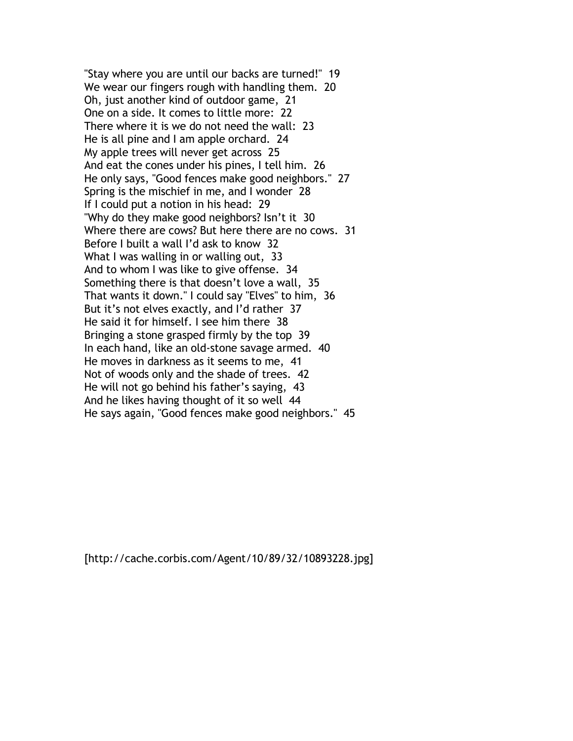"Stay where you are until our backs are turned!"  19
We wear our fingers rough with handling them.  20
Oh, just another kind of outdoor game,  21
One on a side. It comes to little more:  22
There where it is we do not need the wall:  23
He is all pine and I am apple orchard.  24
My apple trees will never get across  25
And eat the cones under his pines, I tell him.  26
He only says, "Good fences make good neighbors."  27
Spring is the mischief in me, and I wonder  28
If I could put a notion in his head:  29
"Why do they make good neighbors? Isn't it  30
Where there are cows? But here there are no cows.  31
Before I built a wall I'd ask to know  32
What I was walling in or walling out,  33
And to whom I was like to give offense.  34
Something there is that doesn't love a wall,  35
That wants it down." I could say "Elves" to him,  36
But it's not elves exactly, and I'd rather  37
He said it for himself. I see him there  38
Bringing a stone grasped firmly by the top  39
In each hand, like an old-stone savage armed.  40
He moves in darkness as it seems to me,  41
Not of woods only and the shade of trees.  42
He will not go behind his father's saying,  43
And he likes having thought of it so well  44
He says again, "Good fences make good neighbors."  45

[http://cache.corbis.com/Agent/10/89/32/10893228.jpg]